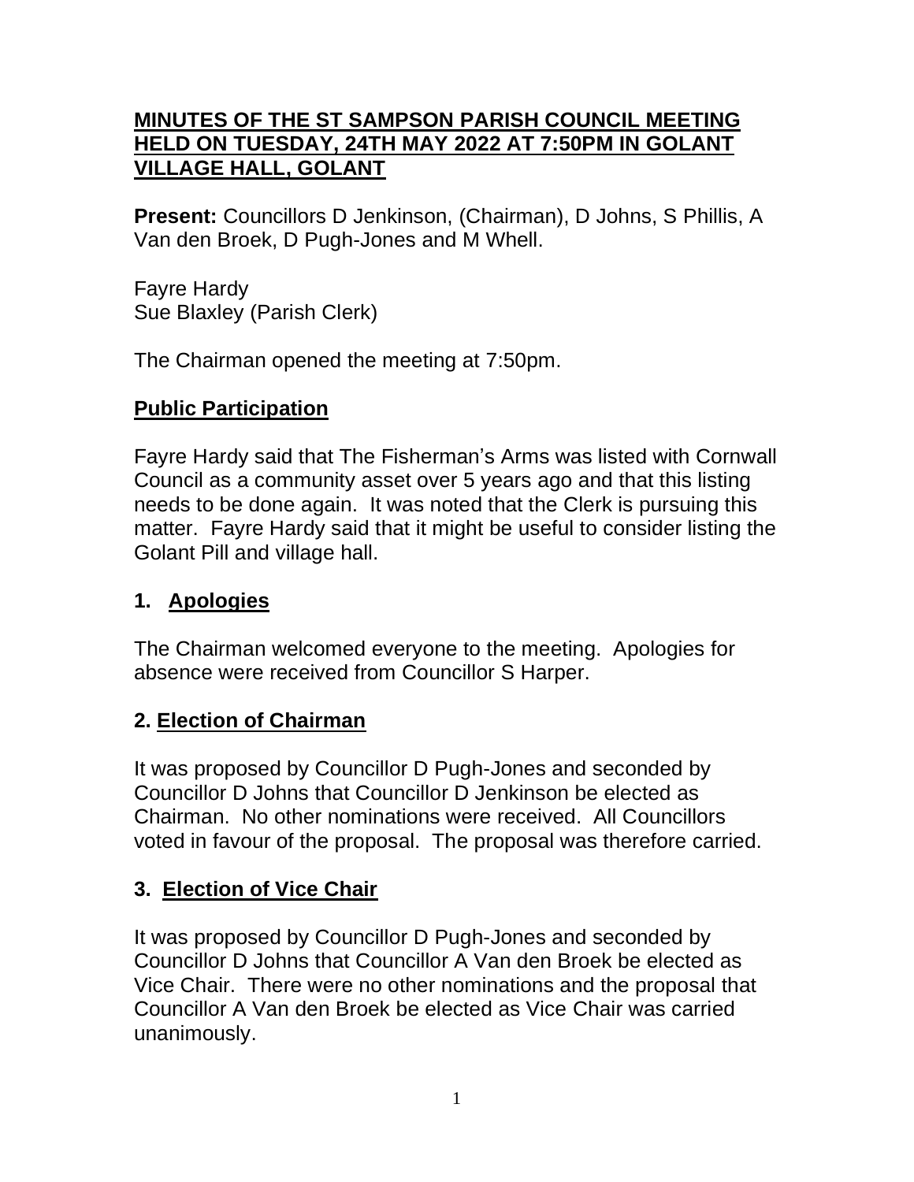# MINUTES OF THE ST SAMPSON PARISH COUNCIL MEETING HELD ON TUESDAY, 24TH MAY 2022 AT 7:50PM IN GOLANT VILLAGE HALL, GOLANT

**Present:** Councillors D Jenkinson, (Chairman), D Johns, S Phillis, A Van den Broek, D Pugh-Jones and M Whell.

Fayre Hardy
Sue Blaxley (Parish Clerk)

The Chairman opened the meeting at 7:50pm.

## Public Participation

Fayre Hardy said that The Fisherman's Arms was listed with Cornwall Council as a community asset over 5 years ago and that this listing needs to be done again. It was noted that the Clerk is pursuing this matter. Fayre Hardy said that it might be useful to consider listing the Golant Pill and village hall.

## 1. Apologies

The Chairman welcomed everyone to the meeting. Apologies for absence were received from Councillor S Harper.

## 2. Election of Chairman

It was proposed by Councillor D Pugh-Jones and seconded by Councillor D Johns that Councillor D Jenkinson be elected as Chairman. No other nominations were received. All Councillors voted in favour of the proposal. The proposal was therefore carried.

## 3. Election of Vice Chair

It was proposed by Councillor D Pugh-Jones and seconded by Councillor D Johns that Councillor A Van den Broek be elected as Vice Chair. There were no other nominations and the proposal that Councillor A Van den Broek be elected as Vice Chair was carried unanimously.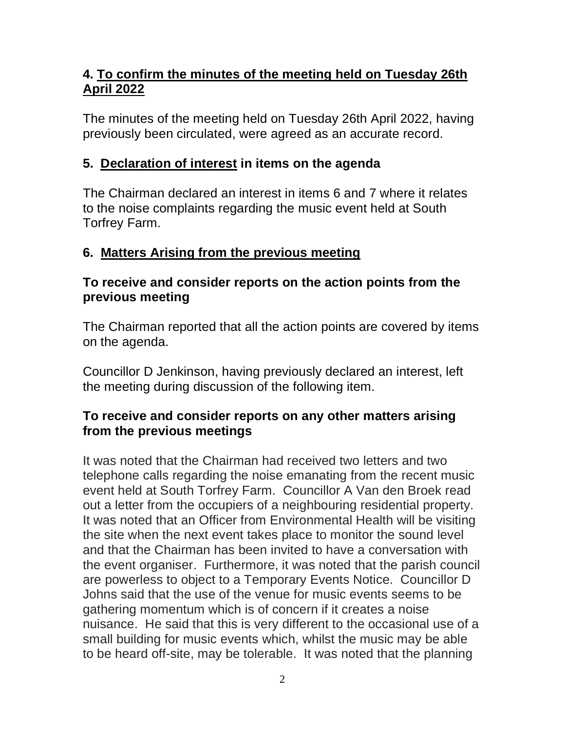## 4. To confirm the minutes of the meeting held on Tuesday 26th April 2022

The minutes of the meeting held on Tuesday 26th April 2022, having previously been circulated, were agreed as an accurate record.

## 5. Declaration of interest in items on the agenda

The Chairman declared an interest in items 6 and 7 where it relates to the noise complaints regarding the music event held at South Torfrey Farm.

## 6. Matters Arising from the previous meeting

### To receive and consider reports on the action points from the previous meeting

The Chairman reported that all the action points are covered by items on the agenda.

Councillor D Jenkinson, having previously declared an interest, left the meeting during discussion of the following item.

### To receive and consider reports on any other matters arising from the previous meetings

It was noted that the Chairman had received two letters and two telephone calls regarding the noise emanating from the recent music event held at South Torfrey Farm. Councillor A Van den Broek read out a letter from the occupiers of a neighbouring residential property. It was noted that an Officer from Environmental Health will be visiting the site when the next event takes place to monitor the sound level and that the Chairman has been invited to have a conversation with the event organiser. Furthermore, it was noted that the parish council are powerless to object to a Temporary Events Notice. Councillor D Johns said that the use of the venue for music events seems to be gathering momentum which is of concern if it creates a noise nuisance. He said that this is very different to the occasional use of a small building for music events which, whilst the music may be able to be heard off-site, may be tolerable. It was noted that the planning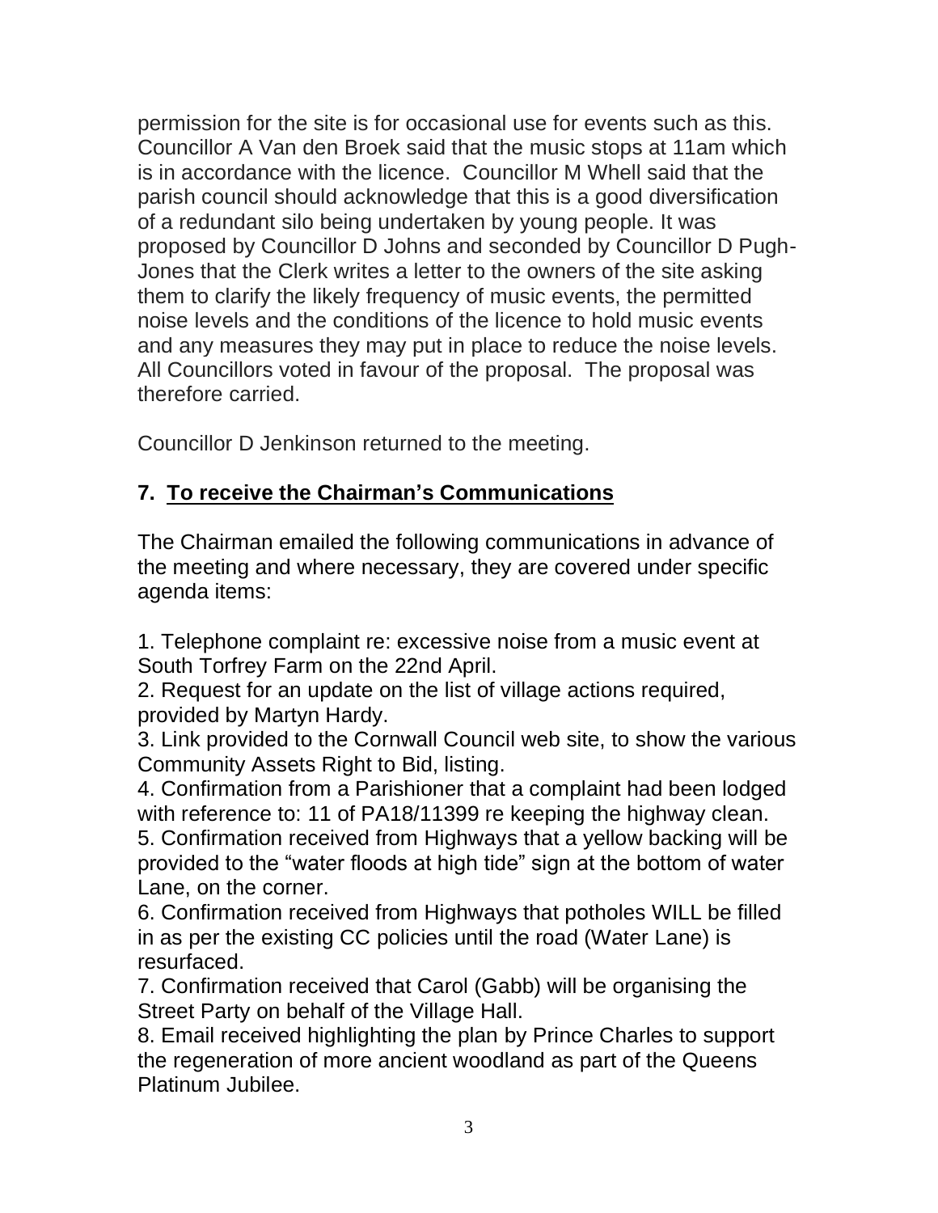permission for the site is for occasional use for events such as this. Councillor A Van den Broek said that the music stops at 11am which is in accordance with the licence. Councillor M Whell said that the parish council should acknowledge that this is a good diversification of a redundant silo being undertaken by young people. It was proposed by Councillor D Johns and seconded by Councillor D Pugh-Jones that the Clerk writes a letter to the owners of the site asking them to clarify the likely frequency of music events, the permitted noise levels and the conditions of the licence to hold music events and any measures they may put in place to reduce the noise levels. All Councillors voted in favour of the proposal. The proposal was therefore carried.

Councillor D Jenkinson returned to the meeting.

## 7. To receive the Chairman's Communications

The Chairman emailed the following communications in advance of the meeting and where necessary, they are covered under specific agenda items:

1. Telephone complaint re: excessive noise from a music event at South Torfrey Farm on the 22nd April.
2. Request for an update on the list of village actions required, provided by Martyn Hardy.
3. Link provided to the Cornwall Council web site, to show the various Community Assets Right to Bid, listing.
4. Confirmation from a Parishioner that a complaint had been lodged with reference to: 11 of PA18/11399 re keeping the highway clean.
5. Confirmation received from Highways that a yellow backing will be provided to the "water floods at high tide" sign at the bottom of water Lane, on the corner.
6. Confirmation received from Highways that potholes WILL be filled in as per the existing CC policies until the road (Water Lane) is resurfaced.
7. Confirmation received that Carol (Gabb) will be organising the Street Party on behalf of the Village Hall.
8. Email received highlighting the plan by Prince Charles to support the regeneration of more ancient woodland as part of the Queens Platinum Jubilee.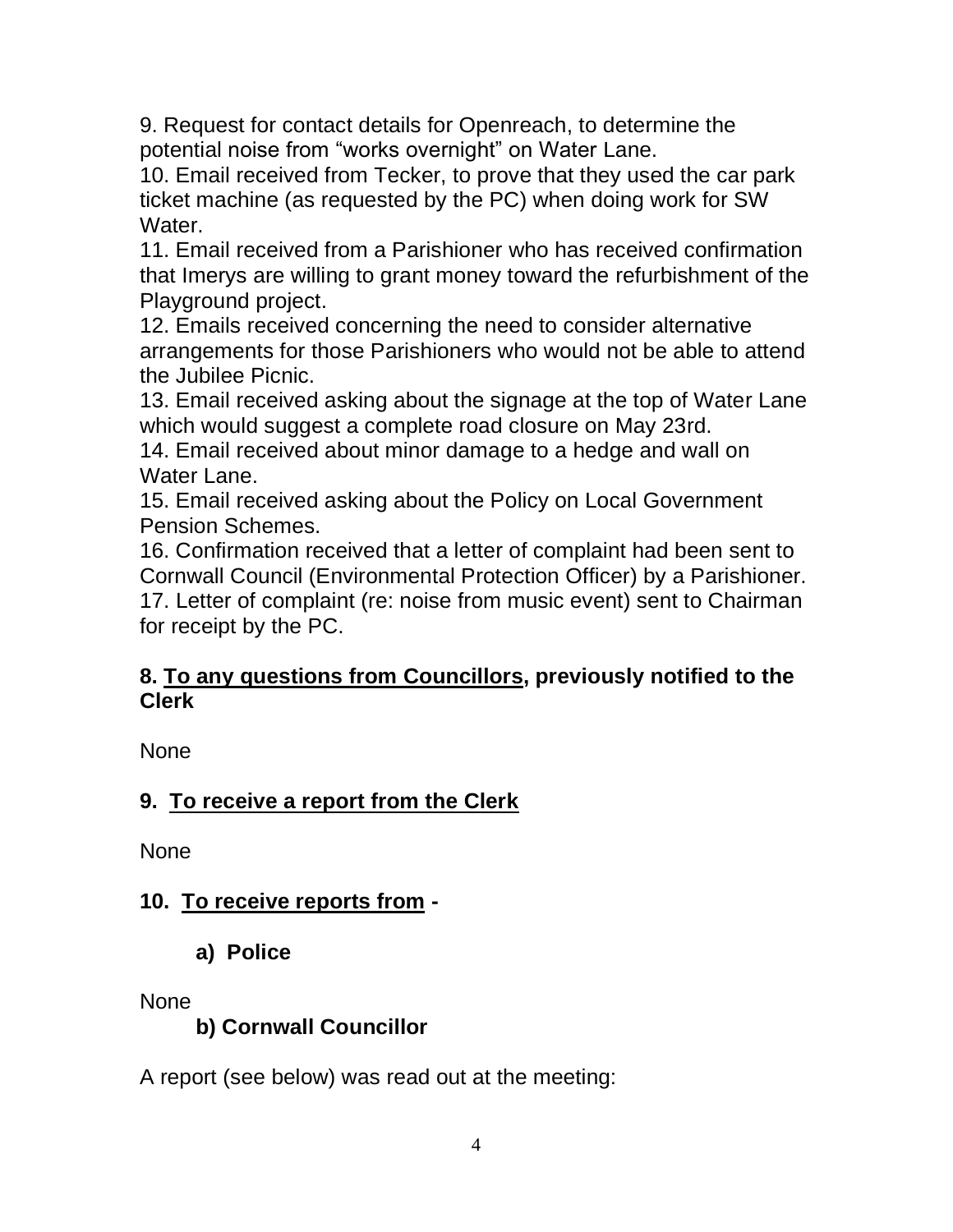9. Request for contact details for Openreach, to determine the potential noise from “works overnight” on Water Lane.
10. Email received from Tecker, to prove that they used the car park ticket machine (as requested by the PC) when doing work for SW Water.
11. Email received from a Parishioner who has received confirmation that Imerys are willing to grant money toward the refurbishment of the Playground project.
12. Emails received concerning the need to consider alternative arrangements for those Parishioners who would not be able to attend the Jubilee Picnic.
13. Email received asking about the signage at the top of Water Lane which would suggest a complete road closure on May 23rd.
14. Email received about minor damage to a hedge and wall on Water Lane.
15. Email received asking about the Policy on Local Government Pension Schemes.
16. Confirmation received that a letter of complaint had been sent to Cornwall Council (Environmental Protection Officer) by a Parishioner.
17. Letter of complaint (re: noise from music event) sent to Chairman for receipt by the PC.

**8. <u>To any questions from Councillors</u>, previously notified to the Clerk**

None

**9. <u>To receive a report from the Clerk</u>**

None

**10. <u>To receive reports from</u> -**

**a) Police**

None

**b) Cornwall Councillor**

A report (see below) was read out at the meeting: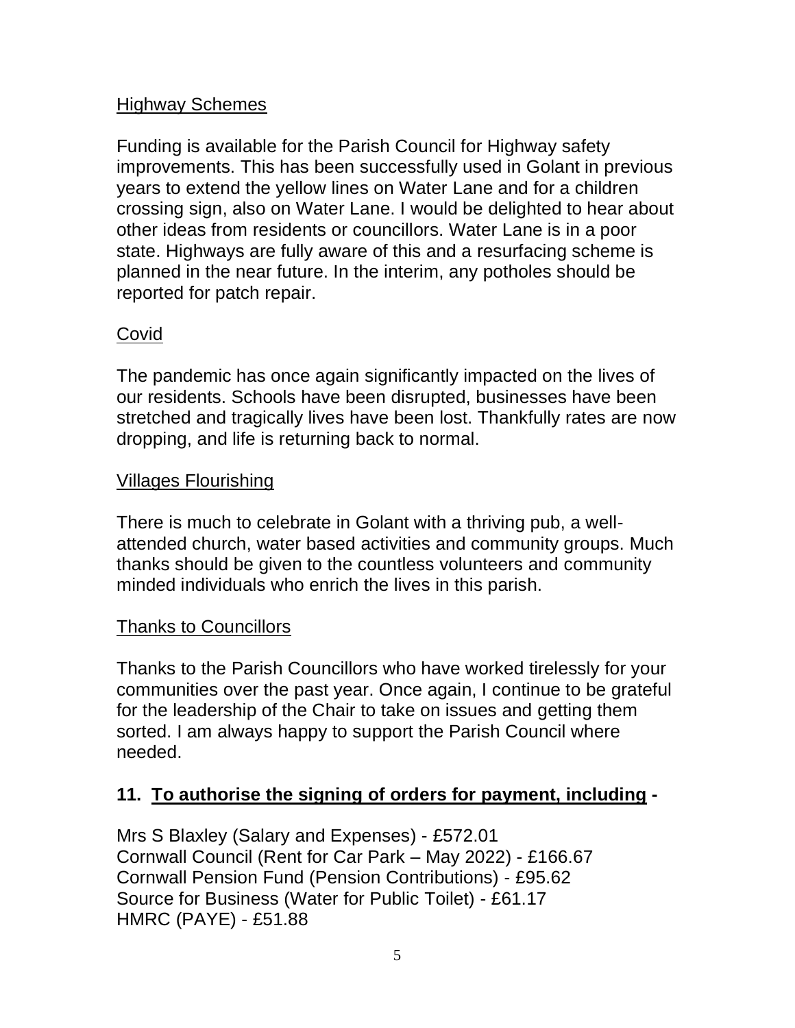<u>Highway Schemes</u>

Funding is available for the Parish Council for Highway safety improvements. This has been successfully used in Golant in previous years to extend the yellow lines on Water Lane and for a children crossing sign, also on Water Lane. I would be delighted to hear about other ideas from residents or councillors. Water Lane is in a poor state. Highways are fully aware of this and a resurfacing scheme is planned in the near future. In the interim, any potholes should be reported for patch repair.

<u>Covid</u>

The pandemic has once again significantly impacted on the lives of our residents. Schools have been disrupted, businesses have been stretched and tragically lives have been lost. Thankfully rates are now dropping, and life is returning back to normal.

<u>Villages Flourishing</u>

There is much to celebrate in Golant with a thriving pub, a well-attended church, water based activities and community groups. Much thanks should be given to the countless volunteers and community minded individuals who enrich the lives in this parish.

<u>Thanks to Councillors</u>

Thanks to the Parish Councillors who have worked tirelessly for your communities over the past year. Once again, I continue to be grateful for the leadership of the Chair to take on issues and getting them sorted. I am always happy to support the Parish Council where needed.

**11. <u>To authorise the signing of orders for payment, including</u> -**

Mrs S Blaxley (Salary and Expenses) - £572.01
Cornwall Council (Rent for Car Park – May 2022) - £166.67
Cornwall Pension Fund (Pension Contributions) - £95.62
Source for Business (Water for Public Toilet) - £61.17
HMRC (PAYE) - £51.88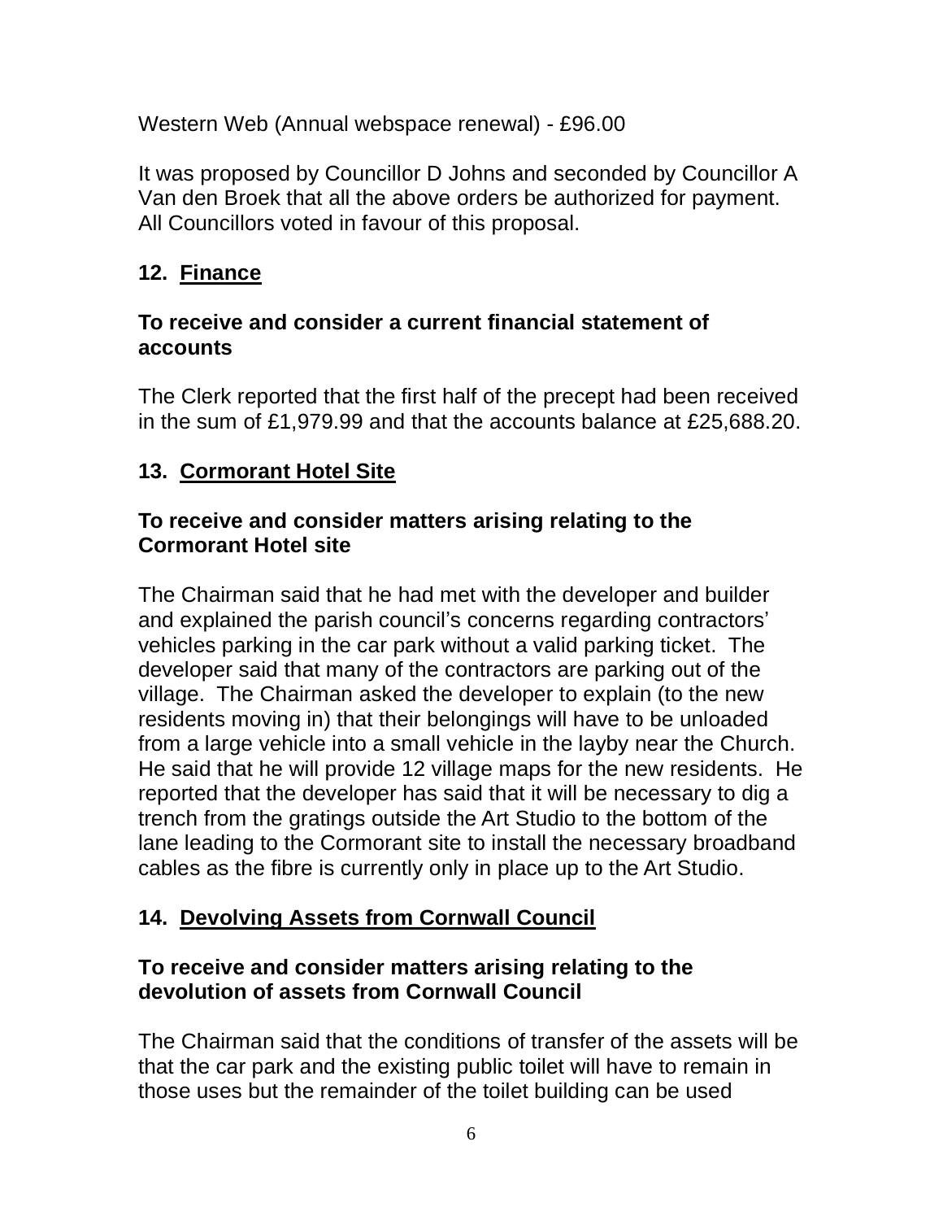Western Web (Annual webspace renewal) - £96.00

It was proposed by Councillor D Johns and seconded by Councillor A Van den Broek that all the above orders be authorized for payment. All Councillors voted in favour of this proposal.

## 12. Finance

**To receive and consider a current financial statement of accounts**

The Clerk reported that the first half of the precept had been received in the sum of £1,979.99 and that the accounts balance at £25,688.20.

## 13. Cormorant Hotel Site

**To receive and consider matters arising relating to the Cormorant Hotel site**

The Chairman said that he had met with the developer and builder and explained the parish council's concerns regarding contractors' vehicles parking in the car park without a valid parking ticket. The developer said that many of the contractors are parking out of the village. The Chairman asked the developer to explain (to the new residents moving in) that their belongings will have to be unloaded from a large vehicle into a small vehicle in the layby near the Church. He said that he will provide 12 village maps for the new residents. He reported that the developer has said that it will be necessary to dig a trench from the gratings outside the Art Studio to the bottom of the lane leading to the Cormorant site to install the necessary broadband cables as the fibre is currently only in place up to the Art Studio.

## 14. Devolving Assets from Cornwall Council

**To receive and consider matters arising relating to the devolution of assets from Cornwall Council**

The Chairman said that the conditions of transfer of the assets will be that the car park and the existing public toilet will have to remain in those uses but the remainder of the toilet building can be used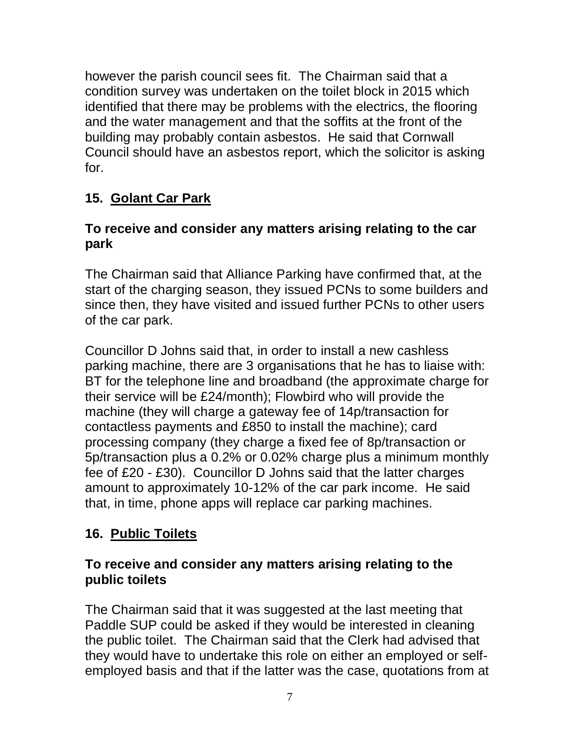however the parish council sees fit. The Chairman said that a condition survey was undertaken on the toilet block in 2015 which identified that there may be problems with the electrics, the flooring and the water management and that the soffits at the front of the building may probably contain asbestos. He said that Cornwall Council should have an asbestos report, which the solicitor is asking for.

## 15. Golant Car Park

### To receive and consider any matters arising relating to the car park

The Chairman said that Alliance Parking have confirmed that, at the start of the charging season, they issued PCNs to some builders and since then, they have visited and issued further PCNs to other users of the car park.

Councillor D Johns said that, in order to install a new cashless parking machine, there are 3 organisations that he has to liaise with: BT for the telephone line and broadband (the approximate charge for their service will be £24/month); Flowbird who will provide the machine (they will charge a gateway fee of 14p/transaction for contactless payments and £850 to install the machine); card processing company (they charge a fixed fee of 8p/transaction or 5p/transaction plus a 0.2% or 0.02% charge plus a minimum monthly fee of £20 - £30). Councillor D Johns said that the latter charges amount to approximately 10-12% of the car park income. He said that, in time, phone apps will replace car parking machines.

## 16. Public Toilets

### To receive and consider any matters arising relating to the public toilets

The Chairman said that it was suggested at the last meeting that Paddle SUP could be asked if they would be interested in cleaning the public toilet. The Chairman said that the Clerk had advised that they would have to undertake this role on either an employed or self-employed basis and that if the latter was the case, quotations from at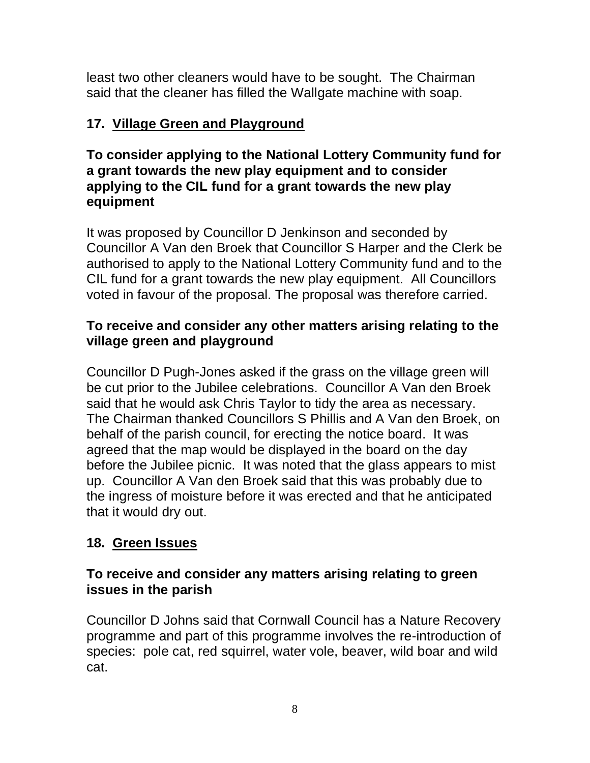least two other cleaners would have to be sought. The Chairman said that the cleaner has filled the Wallgate machine with soap.

## 17. Village Green and Playground

**To consider applying to the National Lottery Community fund for a grant towards the new play equipment and to consider applying to the CIL fund for a grant towards the new play equipment**

It was proposed by Councillor D Jenkinson and seconded by Councillor A Van den Broek that Councillor S Harper and the Clerk be authorised to apply to the National Lottery Community fund and to the CIL fund for a grant towards the new play equipment. All Councillors voted in favour of the proposal. The proposal was therefore carried.

**To receive and consider any other matters arising relating to the village green and playground**

Councillor D Pugh-Jones asked if the grass on the village green will be cut prior to the Jubilee celebrations. Councillor A Van den Broek said that he would ask Chris Taylor to tidy the area as necessary. The Chairman thanked Councillors S Phillis and A Van den Broek, on behalf of the parish council, for erecting the notice board. It was agreed that the map would be displayed in the board on the day before the Jubilee picnic. It was noted that the glass appears to mist up. Councillor A Van den Broek said that this was probably due to the ingress of moisture before it was erected and that he anticipated that it would dry out.

## 18. Green Issues

**To receive and consider any matters arising relating to green issues in the parish**

Councillor D Johns said that Cornwall Council has a Nature Recovery programme and part of this programme involves the re-introduction of species: pole cat, red squirrel, water vole, beaver, wild boar and wild cat.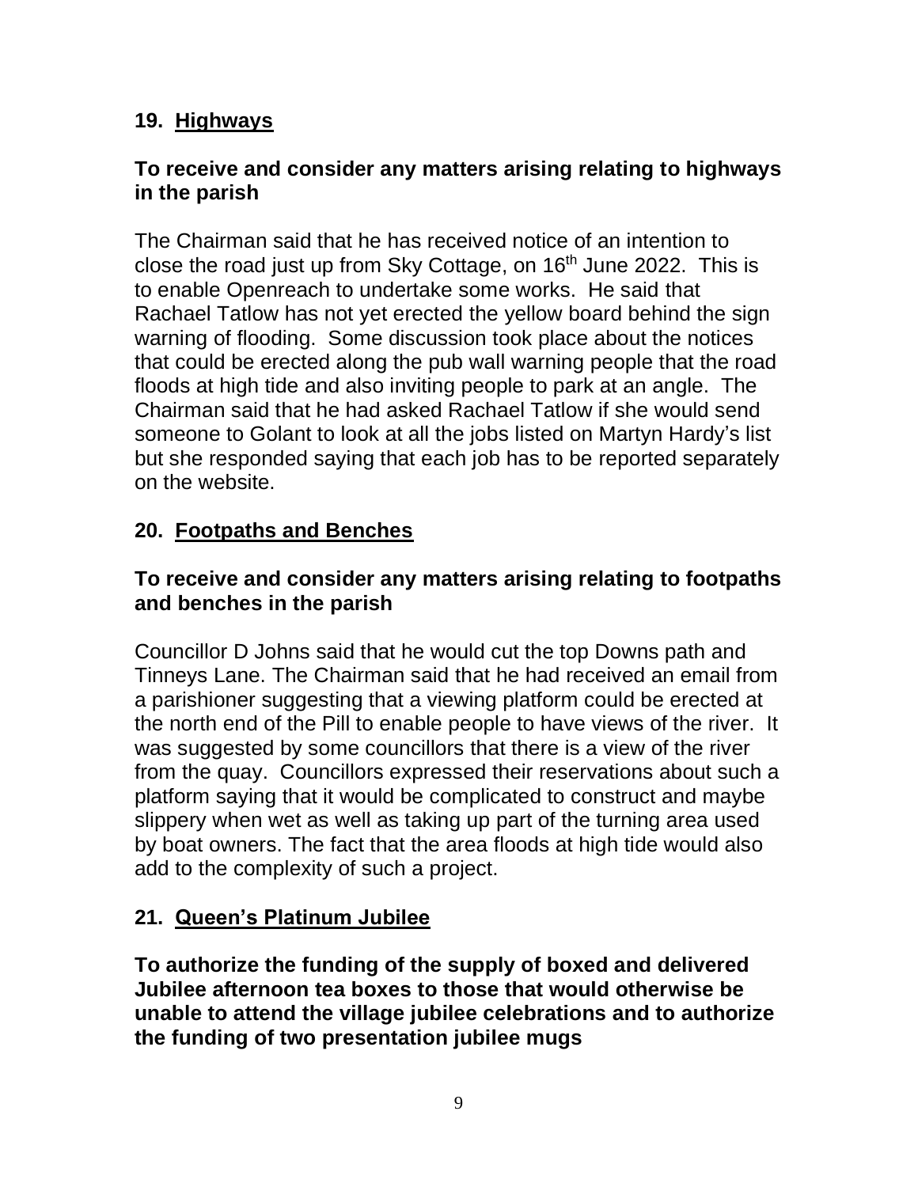## 19. Highways

**To receive and consider any matters arising relating to highways in the parish**

The Chairman said that he has received notice of an intention to close the road just up from Sky Cottage, on 16th June 2022. This is to enable Openreach to undertake some works. He said that Rachael Tatlow has not yet erected the yellow board behind the sign warning of flooding. Some discussion took place about the notices that could be erected along the pub wall warning people that the road floods at high tide and also inviting people to park at an angle. The Chairman said that he had asked Rachael Tatlow if she would send someone to Golant to look at all the jobs listed on Martyn Hardy's list but she responded saying that each job has to be reported separately on the website.

## 20. Footpaths and Benches

**To receive and consider any matters arising relating to footpaths and benches in the parish**

Councillor D Johns said that he would cut the top Downs path and Tinneys Lane. The Chairman said that he had received an email from a parishioner suggesting that a viewing platform could be erected at the north end of the Pill to enable people to have views of the river. It was suggested by some councillors that there is a view of the river from the quay. Councillors expressed their reservations about such a platform saying that it would be complicated to construct and maybe slippery when wet as well as taking up part of the turning area used by boat owners. The fact that the area floods at high tide would also add to the complexity of such a project.

## 21. Queen's Platinum Jubilee

**To authorize the funding of the supply of boxed and delivered Jubilee afternoon tea boxes to those that would otherwise be unable to attend the village jubilee celebrations and to authorize the funding of two presentation jubilee mugs**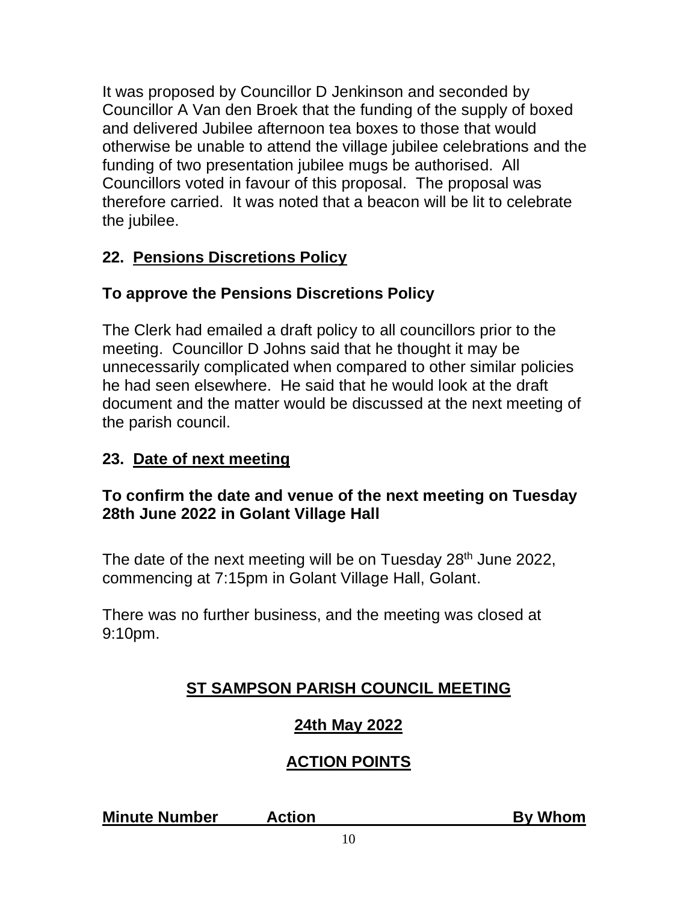It was proposed by Councillor D Jenkinson and seconded by Councillor A Van den Broek that the funding of the supply of boxed and delivered Jubilee afternoon tea boxes to those that would otherwise be unable to attend the village jubilee celebrations and the funding of two presentation jubilee mugs be authorised. All Councillors voted in favour of this proposal. The proposal was therefore carried. It was noted that a beacon will be lit to celebrate the jubilee.

## 22. Pensions Discretions Policy

### To approve the Pensions Discretions Policy

The Clerk had emailed a draft policy to all councillors prior to the meeting. Councillor D Johns said that he thought it may be unnecessarily complicated when compared to other similar policies he had seen elsewhere. He said that he would look at the draft document and the matter would be discussed at the next meeting of the parish council.

## 23. Date of next meeting

### To confirm the date and venue of the next meeting on Tuesday 28th June 2022 in Golant Village Hall

The date of the next meeting will be on Tuesday 28th June 2022, commencing at 7:15pm in Golant Village Hall, Golant.

There was no further business, and the meeting was closed at 9:10pm.

## ST SAMPSON PARISH COUNCIL MEETING

## 24th May 2022

## ACTION POINTS

| Minute Number | Action | By Whom |
|---|---|---|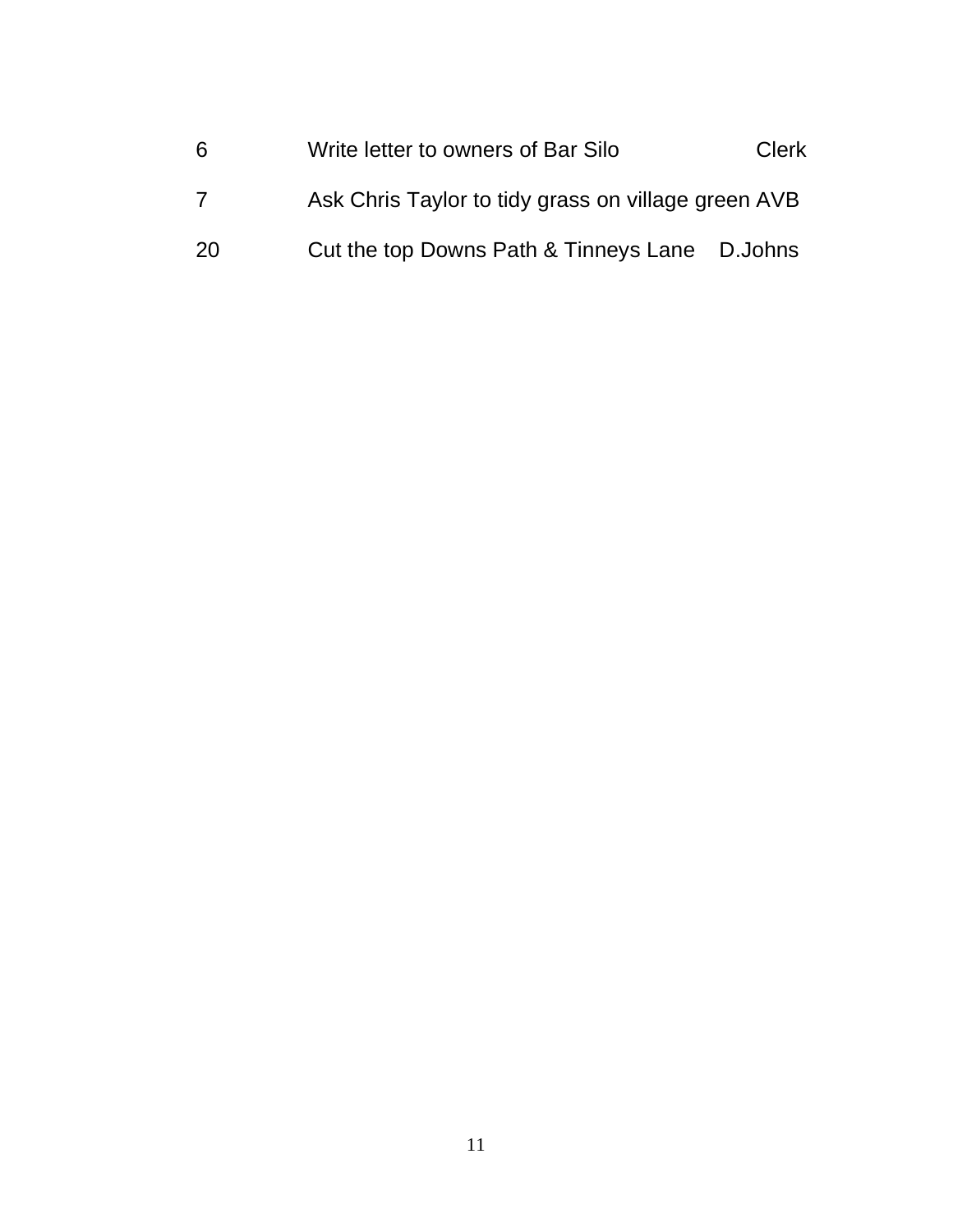| | | |
|---|---|---|
| 6 | Write letter to owners of Bar Silo | Clerk |
| 7 | Ask Chris Taylor to tidy grass on village green | AVB |
| 20 | Cut the top Downs Path & Tinneys Lane | D.Johns |